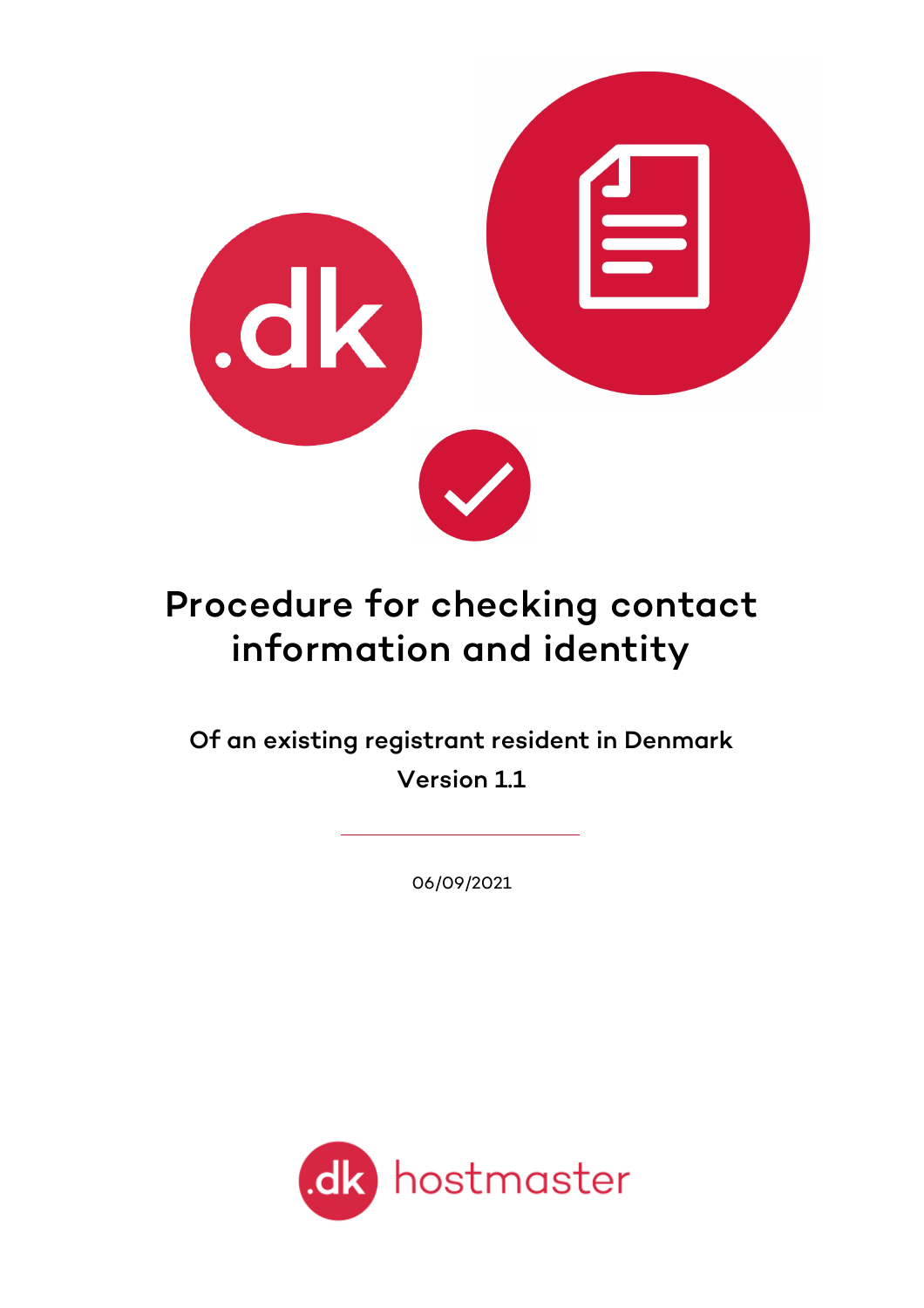# Procedure for checking contact information and identity

**Of an existing registrant resident in Denmark**

**Version 1.1**

---

06/09/2021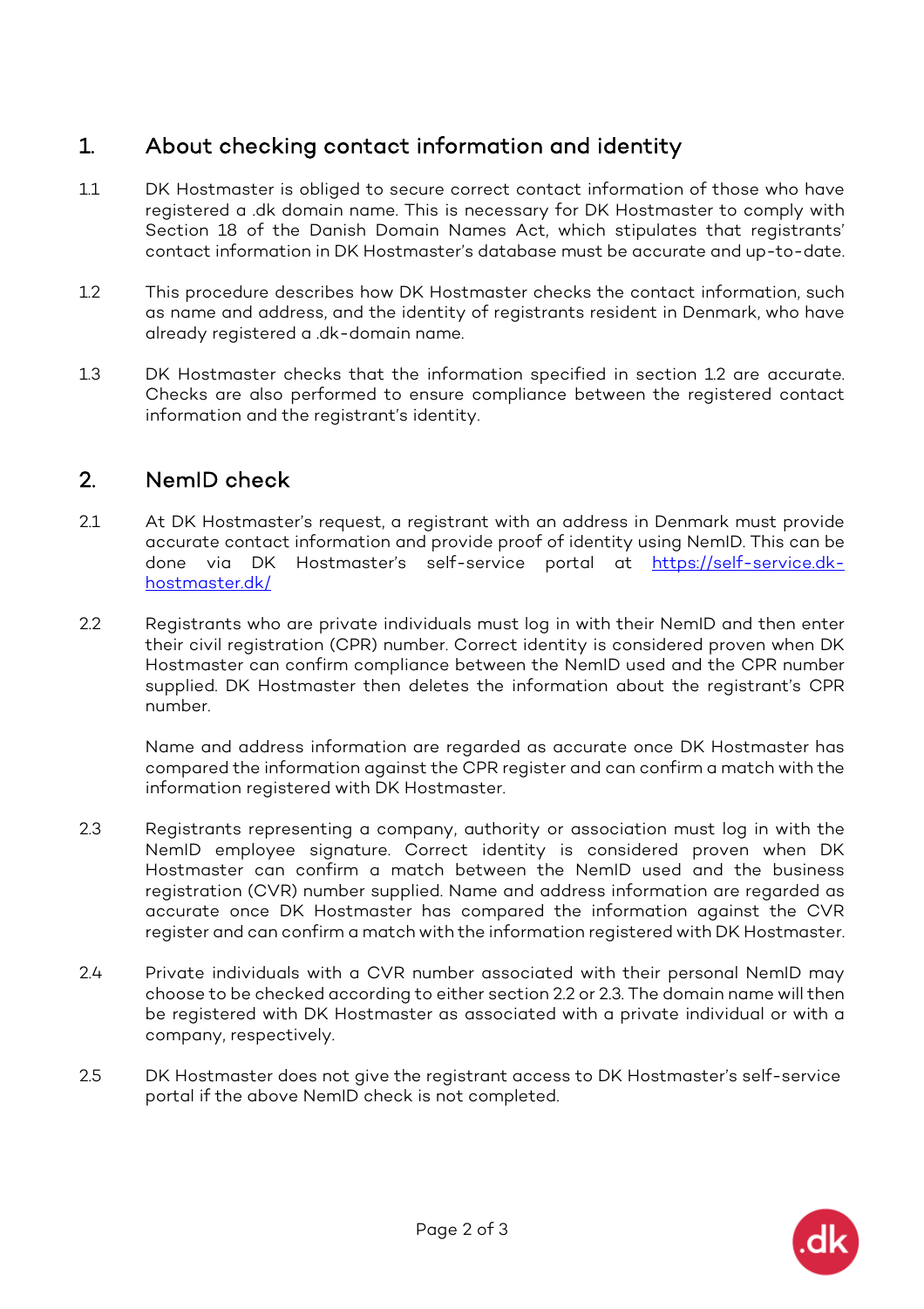## 1. About checking contact information and identity

1.1 DK Hostmaster is obliged to secure correct contact information of those who have registered a .dk domain name. This is necessary for DK Hostmaster to comply with Section 18 of the Danish Domain Names Act, which stipulates that registrants' contact information in DK Hostmaster's database must be accurate and up-to-date.

1.2 This procedure describes how DK Hostmaster checks the contact information, such as name and address, and the identity of registrants resident in Denmark, who have already registered a .dk-domain name.

1.3 DK Hostmaster checks that the information specified in section 1.2 are accurate. Checks are also performed to ensure compliance between the registered contact information and the registrant's identity.

## 2. NemID check

2.1 At DK Hostmaster's request, a registrant with an address in Denmark must provide accurate contact information and provide proof of identity using NemID. This can be done via DK Hostmaster's self-service portal at [https://self-service.dk-hostmaster.dk/](https://self-service.dk-hostmaster.dk/)

2.2 Registrants who are private individuals must log in with their NemID and then enter their civil registration (CPR) number. Correct identity is considered proven when DK Hostmaster can confirm compliance between the NemID used and the CPR number supplied. DK Hostmaster then deletes the information about the registrant's CPR number.

Name and address information are regarded as accurate once DK Hostmaster has compared the information against the CPR register and can confirm a match with the information registered with DK Hostmaster.

2.3 Registrants representing a company, authority or association must log in with the NemID employee signature. Correct identity is considered proven when DK Hostmaster can confirm a match between the NemID used and the business registration (CVR) number supplied. Name and address information are regarded as accurate once DK Hostmaster has compared the information against the CVR register and can confirm a match with the information registered with DK Hostmaster.

2.4 Private individuals with a CVR number associated with their personal NemID may choose to be checked according to either section 2.2 or 2.3. The domain name will then be registered with DK Hostmaster as associated with a private individual or with a company, respectively.

2.5 DK Hostmaster does not give the registrant access to DK Hostmaster's self-service portal if the above NemID check is not completed.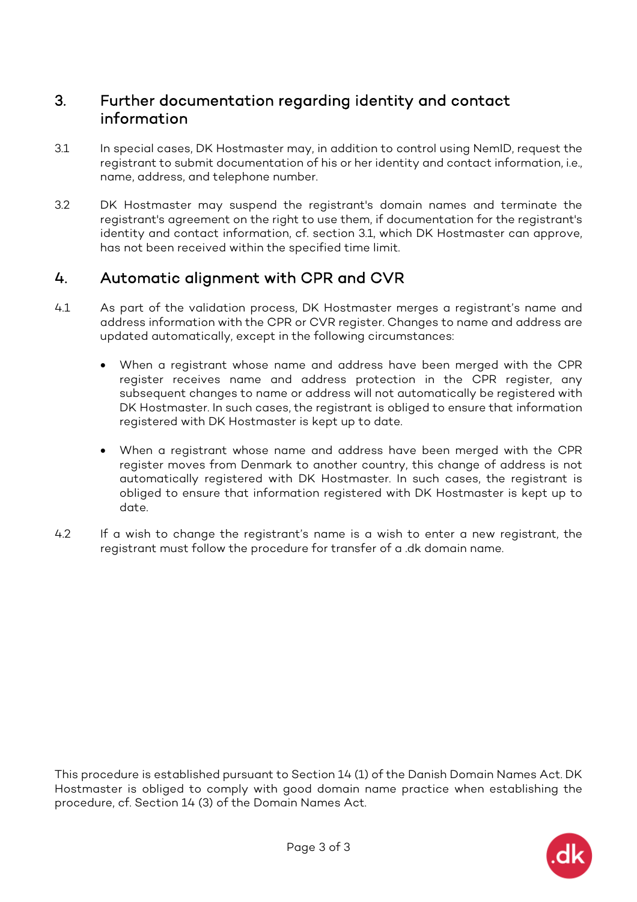## 3. Further documentation regarding identity and contact information

3.1 In special cases, DK Hostmaster may, in addition to control using NemID, request the registrant to submit documentation of his or her identity and contact information, i.e., name, address, and telephone number.

3.2 DK Hostmaster may suspend the registrant's domain names and terminate the registrant's agreement on the right to use them, if documentation for the registrant's identity and contact information, cf. section 3.1, which DK Hostmaster can approve, has not been received within the specified time limit.

## 4. Automatic alignment with CPR and CVR

4.1 As part of the validation process, DK Hostmaster merges a registrant's name and address information with the CPR or CVR register. Changes to name and address are updated automatically, except in the following circumstances:

- When a registrant whose name and address have been merged with the CPR register receives name and address protection in the CPR register, any subsequent changes to name or address will not automatically be registered with DK Hostmaster. In such cases, the registrant is obliged to ensure that information registered with DK Hostmaster is kept up to date.
- When a registrant whose name and address have been merged with the CPR register moves from Denmark to another country, this change of address is not automatically registered with DK Hostmaster. In such cases, the registrant is obliged to ensure that information registered with DK Hostmaster is kept up to date.

4.2 If a wish to change the registrant's name is a wish to enter a new registrant, the registrant must follow the procedure for transfer of a .dk domain name.

This procedure is established pursuant to Section 14 (1) of the Danish Domain Names Act. DK Hostmaster is obliged to comply with good domain name practice when establishing the procedure, cf. Section 14 (3) of the Domain Names Act.